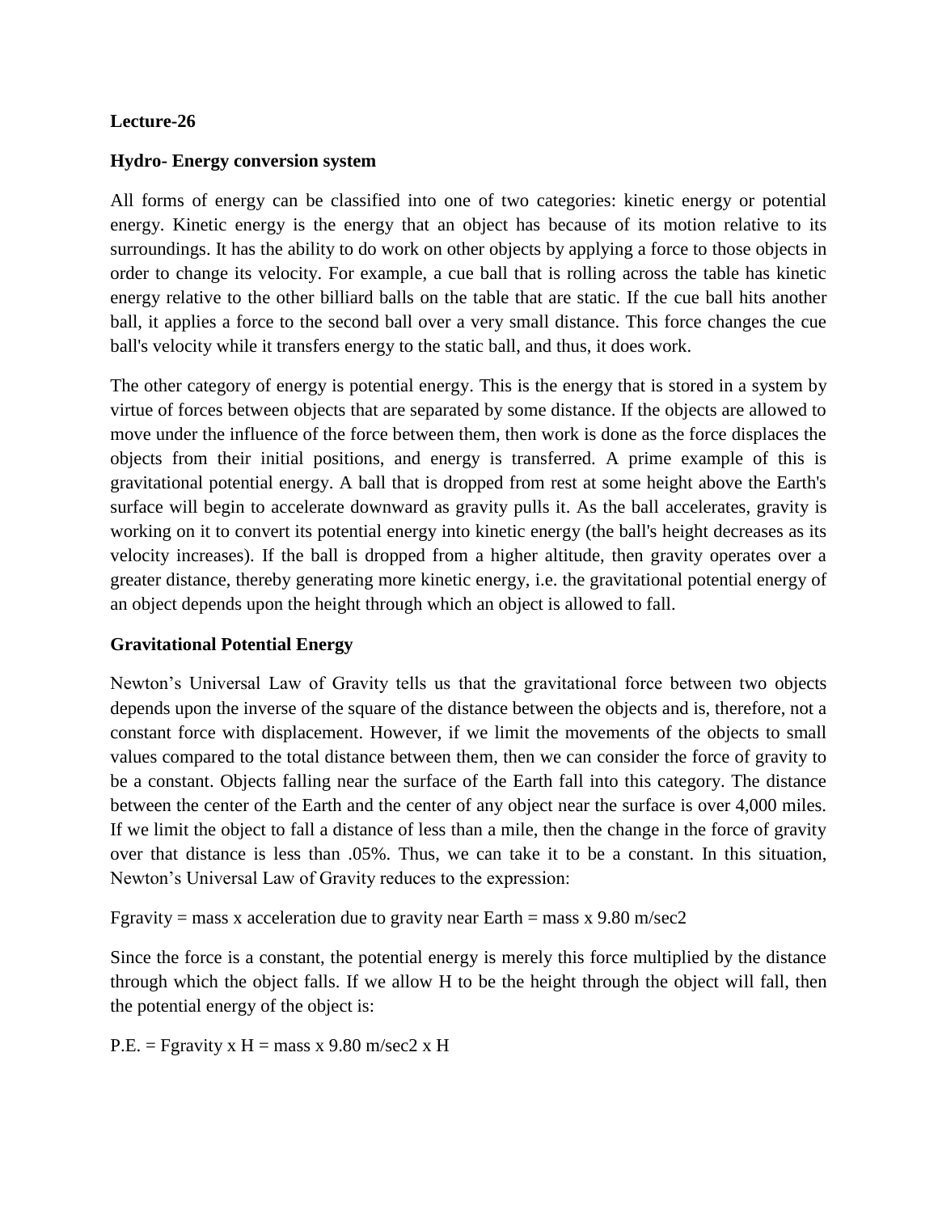**Lecture-26**

**Hydro- Energy conversion system**

All forms of energy can be classified into one of two categories: kinetic energy or potential energy. Kinetic energy is the energy that an object has because of its motion relative to its surroundings. It has the ability to do work on other objects by applying a force to those objects in order to change its velocity. For example, a cue ball that is rolling across the table has kinetic energy relative to the other billiard balls on the table that are static. If the cue ball hits another ball, it applies a force to the second ball over a very small distance. This force changes the cue ball's velocity while it transfers energy to the static ball, and thus, it does work.

The other category of energy is potential energy. This is the energy that is stored in a system by virtue of forces between objects that are separated by some distance. If the objects are allowed to move under the influence of the force between them, then work is done as the force displaces the objects from their initial positions, and energy is transferred. A prime example of this is gravitational potential energy. A ball that is dropped from rest at some height above the Earth's surface will begin to accelerate downward as gravity pulls it. As the ball accelerates, gravity is working on it to convert its potential energy into kinetic energy (the ball's height decreases as its velocity increases). If the ball is dropped from a higher altitude, then gravity operates over a greater distance, thereby generating more kinetic energy, i.e. the gravitational potential energy of an object depends upon the height through which an object is allowed to fall.

**Gravitational Potential Energy**

Newton's Universal Law of Gravity tells us that the gravitational force between two objects depends upon the inverse of the square of the distance between the objects and is, therefore, not a constant force with displacement. However, if we limit the movements of the objects to small values compared to the total distance between them, then we can consider the force of gravity to be a constant. Objects falling near the surface of the Earth fall into this category. The distance between the center of the Earth and the center of any object near the surface is over 4,000 miles. If we limit the object to fall a distance of less than a mile, then the change in the force of gravity over that distance is less than .05%. Thus, we can take it to be a constant. In this situation, Newton's Universal Law of Gravity reduces to the expression:

$F_{gravity}$ = mass x acceleration due to gravity near Earth = mass x 9.80 m/sec2

Since the force is a constant, the potential energy is merely this force multiplied by the distance through which the object falls. If we allow H to be the height through the object will fall, then the potential energy of the object is:

P.E. = $F_{gravity}$ x H = mass x 9.80 m/sec2 x H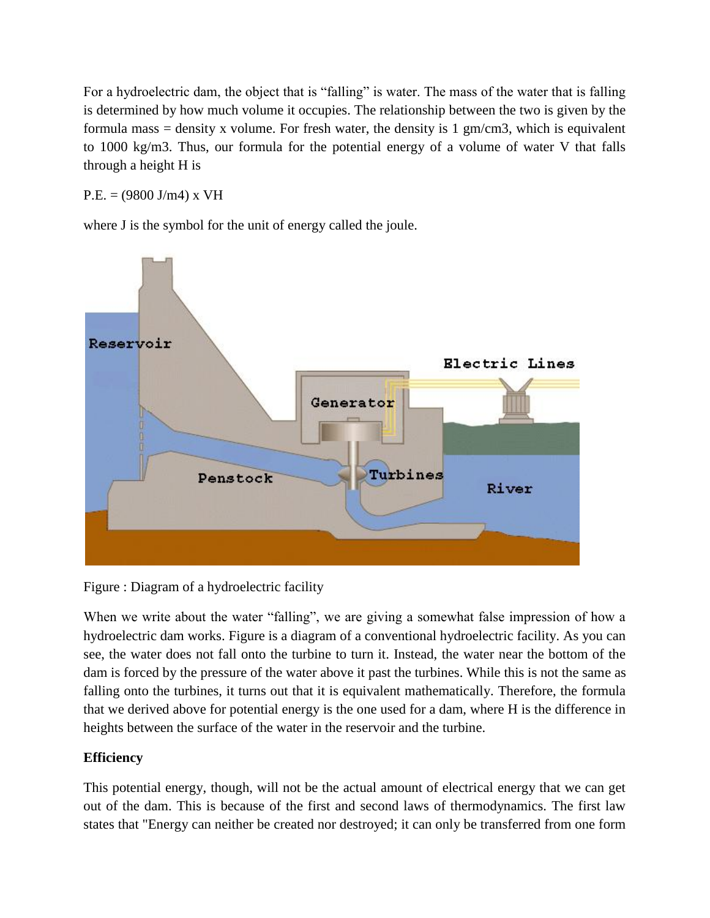For a hydroelectric dam, the object that is "falling" is water. The mass of the water that is falling is determined by how much volume it occupies. The relationship between the two is given by the formula mass = density x volume. For fresh water, the density is 1 gm/cm3, which is equivalent to 1000 kg/m3. Thus, our formula for the potential energy of a volume of water V that falls through a height H is

P.E. = (9800 J/m4) x VH

where J is the symbol for the unit of energy called the joule.

Figure : Diagram of a hydroelectric facility

When we write about the water "falling", we are giving a somewhat false impression of how a hydroelectric dam works. Figure is a diagram of a conventional hydroelectric facility. As you can see, the water does not fall onto the turbine to turn it. Instead, the water near the bottom of the dam is forced by the pressure of the water above it past the turbines. While this is not the same as falling onto the turbines, it turns out that it is equivalent mathematically. Therefore, the formula that we derived above for potential energy is the one used for a dam, where H is the difference in heights between the surface of the water in the reservoir and the turbine.

**Efficiency**

This potential energy, though, will not be the actual amount of electrical energy that we can get out of the dam. This is because of the first and second laws of thermodynamics. The first law states that "Energy can neither be created nor destroyed; it can only be transferred from one form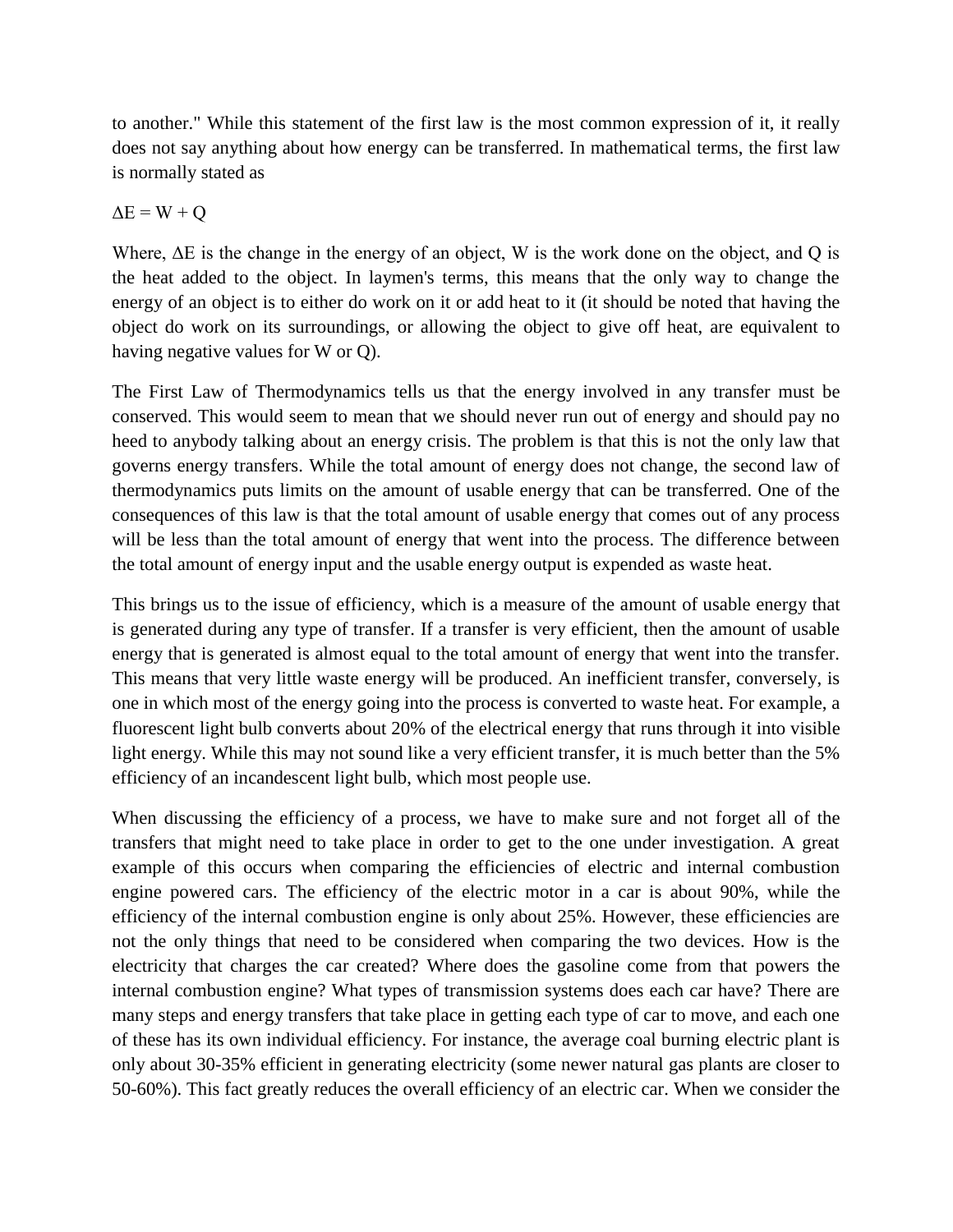to another." While this statement of the first law is the most common expression of it, it really does not say anything about how energy can be transferred. In mathematical terms, the first law is normally stated as

$$\Delta E = W + Q$$

Where, $\Delta E$ is the change in the energy of an object, W is the work done on the object, and Q is the heat added to the object. In laymen's terms, this means that the only way to change the energy of an object is to either do work on it or add heat to it (it should be noted that having the object do work on its surroundings, or allowing the object to give off heat, are equivalent to having negative values for W or Q).

The First Law of Thermodynamics tells us that the energy involved in any transfer must be conserved. This would seem to mean that we should never run out of energy and should pay no heed to anybody talking about an energy crisis. The problem is that this is not the only law that governs energy transfers. While the total amount of energy does not change, the second law of thermodynamics puts limits on the amount of usable energy that can be transferred. One of the consequences of this law is that the total amount of usable energy that comes out of any process will be less than the total amount of energy that went into the process. The difference between the total amount of energy input and the usable energy output is expended as waste heat.

This brings us to the issue of efficiency, which is a measure of the amount of usable energy that is generated during any type of transfer. If a transfer is very efficient, then the amount of usable energy that is generated is almost equal to the total amount of energy that went into the transfer. This means that very little waste energy will be produced. An inefficient transfer, conversely, is one in which most of the energy going into the process is converted to waste heat. For example, a fluorescent light bulb converts about 20% of the electrical energy that runs through it into visible light energy. While this may not sound like a very efficient transfer, it is much better than the 5% efficiency of an incandescent light bulb, which most people use.

When discussing the efficiency of a process, we have to make sure and not forget all of the transfers that might need to take place in order to get to the one under investigation. A great example of this occurs when comparing the efficiencies of electric and internal combustion engine powered cars. The efficiency of the electric motor in a car is about 90%, while the efficiency of the internal combustion engine is only about 25%. However, these efficiencies are not the only things that need to be considered when comparing the two devices. How is the electricity that charges the car created? Where does the gasoline come from that powers the internal combustion engine? What types of transmission systems does each car have? There are many steps and energy transfers that take place in getting each type of car to move, and each one of these has its own individual efficiency. For instance, the average coal burning electric plant is only about 30-35% efficient in generating electricity (some newer natural gas plants are closer to 50-60%). This fact greatly reduces the overall efficiency of an electric car. When we consider the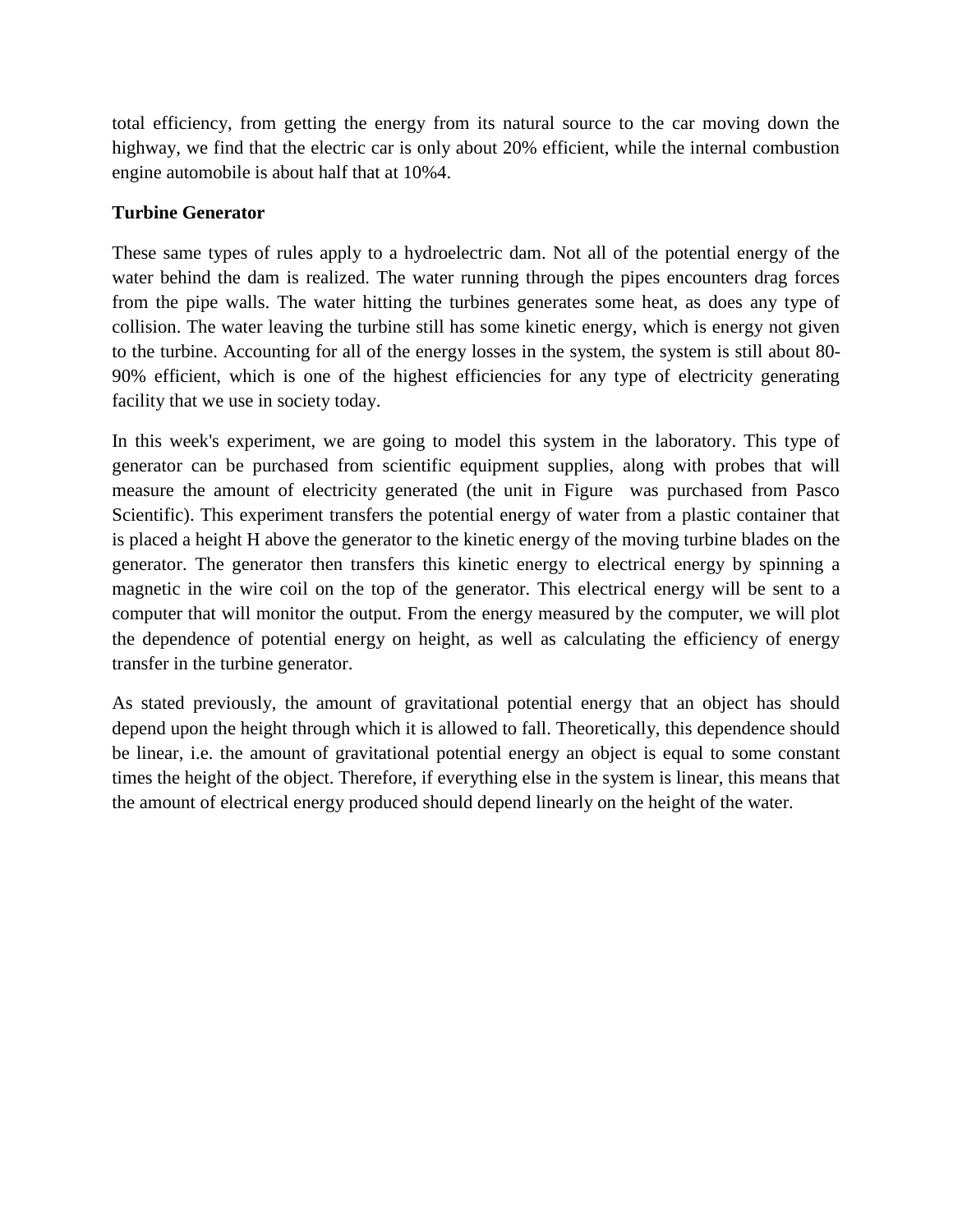total efficiency, from getting the energy from its natural source to the car moving down the highway, we find that the electric car is only about 20% efficient, while the internal combustion engine automobile is about half that at 10%4.

**Turbine Generator**

These same types of rules apply to a hydroelectric dam. Not all of the potential energy of the water behind the dam is realized. The water running through the pipes encounters drag forces from the pipe walls. The water hitting the turbines generates some heat, as does any type of collision. The water leaving the turbine still has some kinetic energy, which is energy not given to the turbine. Accounting for all of the energy losses in the system, the system is still about 80-90% efficient, which is one of the highest efficiencies for any type of electricity generating facility that we use in society today.

In this week's experiment, we are going to model this system in the laboratory. This type of generator can be purchased from scientific equipment supplies, along with probes that will measure the amount of electricity generated (the unit in Figure  was purchased from Pasco Scientific). This experiment transfers the potential energy of water from a plastic container that is placed a height H above the generator to the kinetic energy of the moving turbine blades on the generator. The generator then transfers this kinetic energy to electrical energy by spinning a magnetic in the wire coil on the top of the generator. This electrical energy will be sent to a computer that will monitor the output. From the energy measured by the computer, we will plot the dependence of potential energy on height, as well as calculating the efficiency of energy transfer in the turbine generator.

As stated previously, the amount of gravitational potential energy that an object has should depend upon the height through which it is allowed to fall. Theoretically, this dependence should be linear, i.e. the amount of gravitational potential energy an object is equal to some constant times the height of the object. Therefore, if everything else in the system is linear, this means that the amount of electrical energy produced should depend linearly on the height of the water.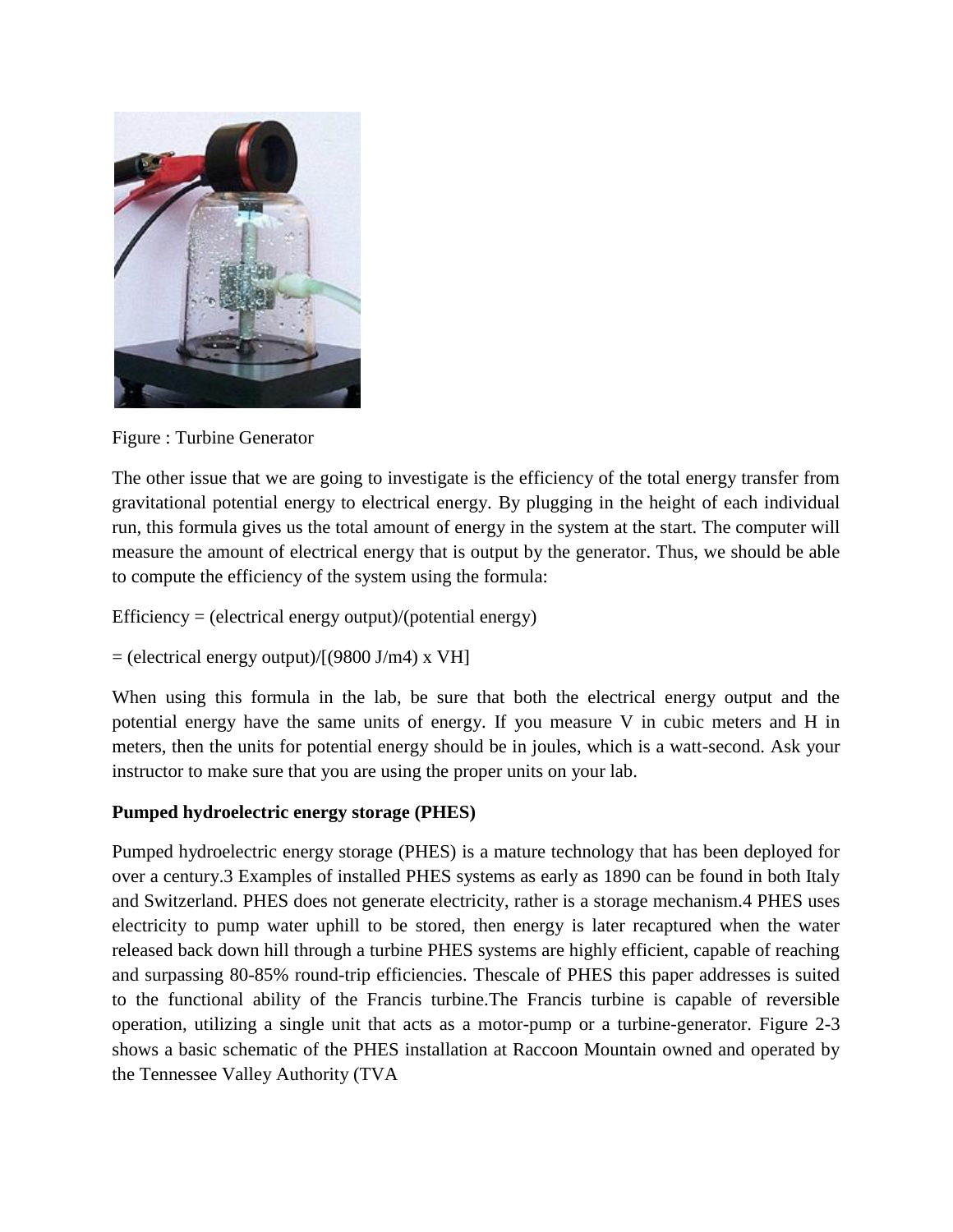Figure : Turbine Generator

The other issue that we are going to investigate is the efficiency of the total energy transfer from gravitational potential energy to electrical energy. By plugging in the height of each individual run, this formula gives us the total amount of energy in the system at the start. The computer will measure the amount of electrical energy that is output by the generator. Thus, we should be able to compute the efficiency of the system using the formula:

Efficiency = (electrical energy output)/(potential energy)

= (electrical energy output)/[(9800 J/m4) x VH]

When using this formula in the lab, be sure that both the electrical energy output and the potential energy have the same units of energy. If you measure V in cubic meters and H in meters, then the units for potential energy should be in joules, which is a watt-second. Ask your instructor to make sure that you are using the proper units on your lab.

**Pumped hydroelectric energy storage (PHES)**

Pumped hydroelectric energy storage (PHES) is a mature technology that has been deployed for over a century.3 Examples of installed PHES systems as early as 1890 can be found in both Italy and Switzerland. PHES does not generate electricity, rather is a storage mechanism.4 PHES uses electricity to pump water uphill to be stored, then energy is later recaptured when the water released back down hill through a turbine PHES systems are highly efficient, capable of reaching and surpassing 80-85% round-trip efficiencies. Thescale of PHES this paper addresses is suited to the functional ability of the Francis turbine.The Francis turbine is capable of reversible operation, utilizing a single unit that acts as a motor-pump or a turbine-generator. Figure 2-3 shows a basic schematic of the PHES installation at Raccoon Mountain owned and operated by the Tennessee Valley Authority (TVA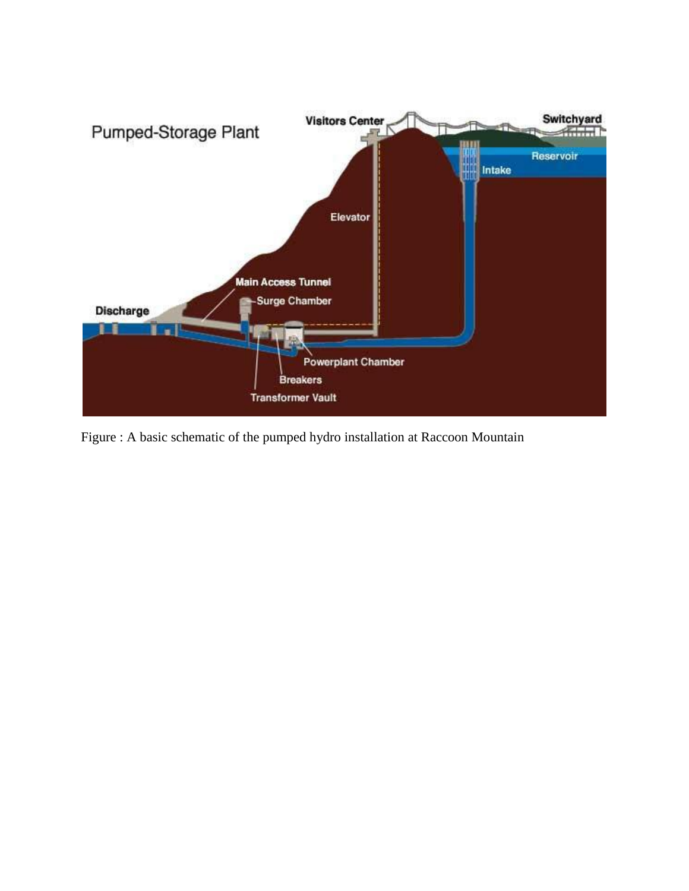Pumped-Storage Plant

Visitors Center

Switchyard

Reservoir

Intake

Elevator

Main Access Tunnel

Surge Chamber

Discharge

Powerplant Chamber

Breakers

Transformer Vault

Figure : A basic schematic of the pumped hydro installation at Raccoon Mountain